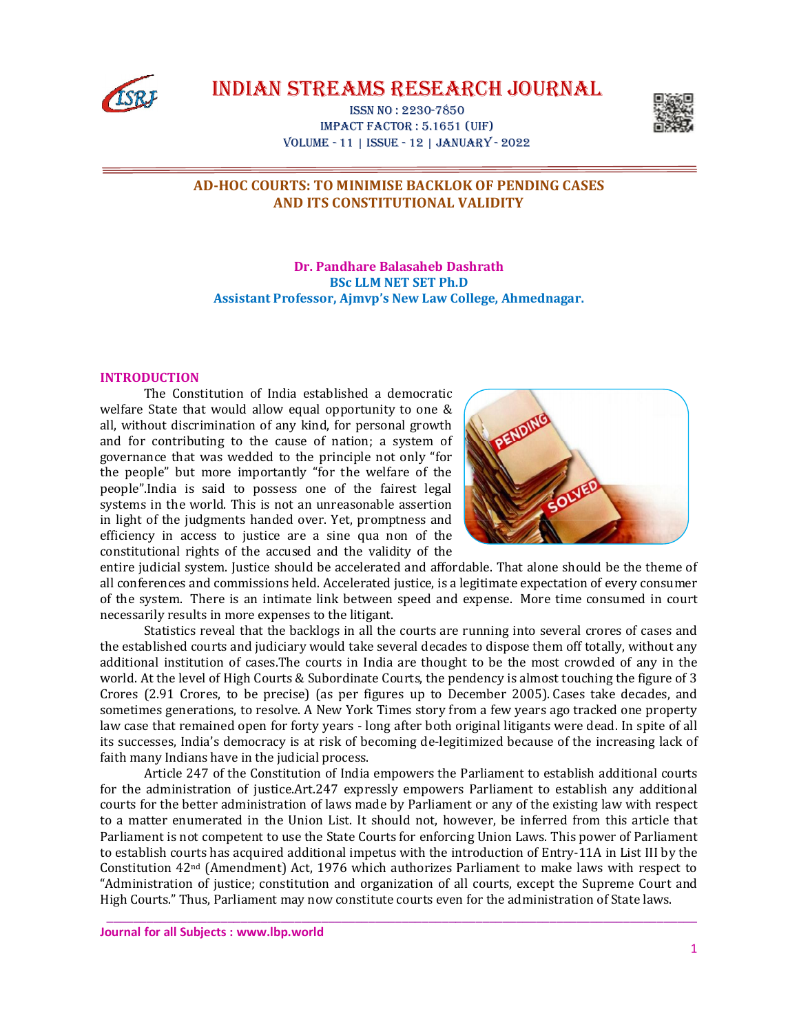# AD-HOC COURTS: TO MINIMISE BACKLOK OF PENDING CASES AND ITS CONSTITUTIONAL VALIDITY

**Dr. Pandhare Balasaheb Dashrath**
**BSc LLM NET SET Ph.D**
**Assistant Professor, Ajmvp's New Law College, Ahmednagar.**

## INTRODUCTION

The Constitution of India established a democratic welfare State that would allow equal opportunity to one & all, without discrimination of any kind, for personal growth and for contributing to the cause of nation; a system of governance that was wedded to the principle not only "for the people" but more importantly "for the welfare of the people".India is said to possess one of the fairest legal systems in the world. This is not an unreasonable assertion in light of the judgments handed over. Yet, promptness and efficiency in access to justice are a sine qua non of the constitutional rights of the accused and the validity of the entire judicial system. Justice should be accelerated and affordable. That alone should be the theme of all conferences and commissions held. Accelerated justice, is a legitimate expectation of every consumer of the system. There is an intimate link between speed and expense. More time consumed in court necessarily results in more expenses to the litigant.

Statistics reveal that the backlogs in all the courts are running into several crores of cases and the established courts and judiciary would take several decades to dispose them off totally, without any additional institution of cases.The courts in India are thought to be the most crowded of any in the world. At the level of High Courts & Subordinate Courts, the pendency is almost touching the figure of 3 Crores (2.91 Crores, to be precise) (as per figures up to December 2005). Cases take decades, and sometimes generations, to resolve. A New York Times story from a few years ago tracked one property law case that remained open for forty years - long after both original litigants were dead. In spite of all its successes, India's democracy is at risk of becoming de-legitimized because of the increasing lack of faith many Indians have in the judicial process.

Article 247 of the Constitution of India empowers the Parliament to establish additional courts for the administration of justice.Art.247 expressly empowers Parliament to establish any additional courts for the better administration of laws made by Parliament or any of the existing law with respect to a matter enumerated in the Union List. It should not, however, be inferred from this article that Parliament is not competent to use the State Courts for enforcing Union Laws. This power of Parliament to establish courts has acquired additional impetus with the introduction of Entry-11A in List III by the Constitution 42nd (Amendment) Act, 1976 which authorizes Parliament to make laws with respect to "Administration of justice; constitution and organization of all courts, except the Supreme Court and High Courts." Thus, Parliament may now constitute courts even for the administration of State laws.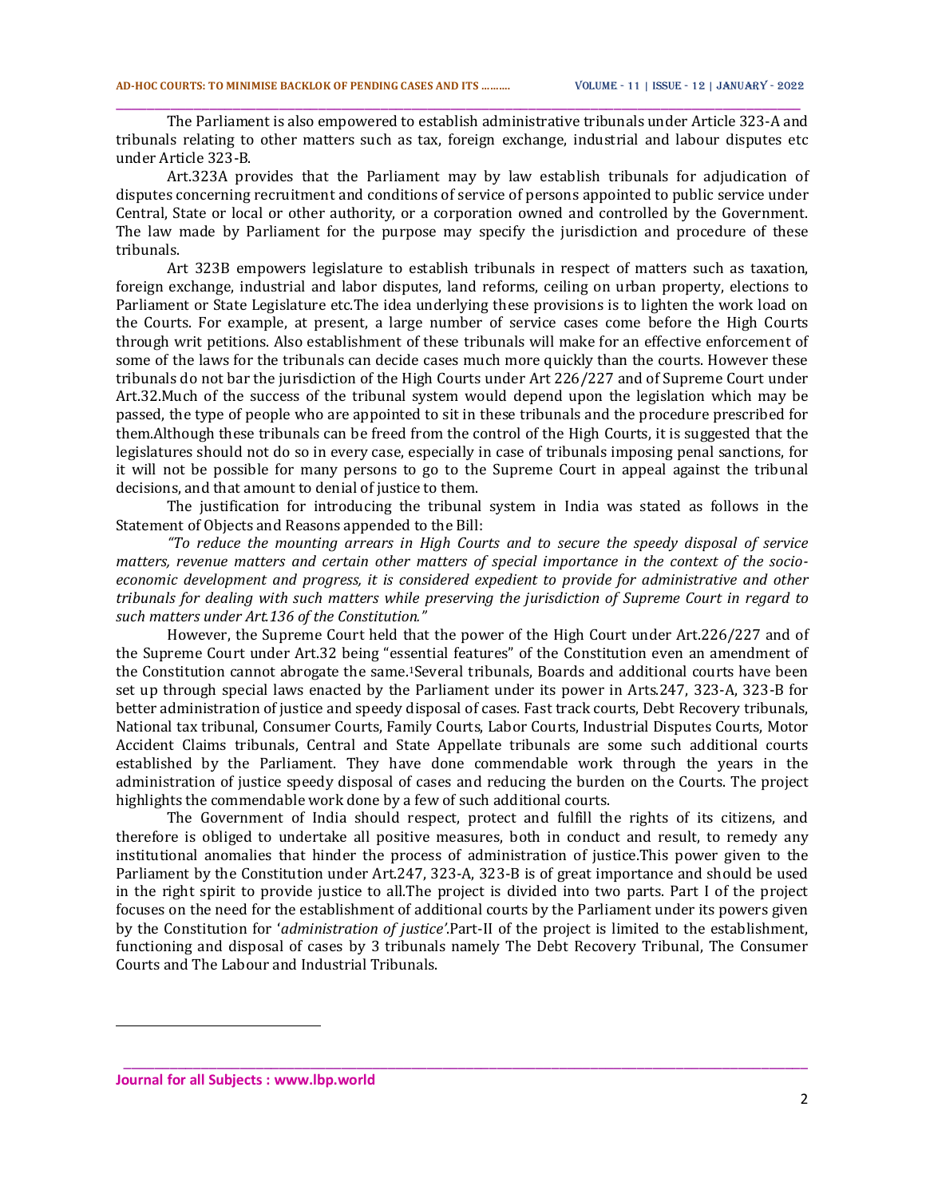The Parliament is also empowered to establish administrative tribunals under Article 323-A and tribunals relating to other matters such as tax, foreign exchange, industrial and labour disputes etc under Article 323-B.

Art.323A provides that the Parliament may by law establish tribunals for adjudication of disputes concerning recruitment and conditions of service of persons appointed to public service under Central, State or local or other authority, or a corporation owned and controlled by the Government. The law made by Parliament for the purpose may specify the jurisdiction and procedure of these tribunals.

Art 323B empowers legislature to establish tribunals in respect of matters such as taxation, foreign exchange, industrial and labor disputes, land reforms, ceiling on urban property, elections to Parliament or State Legislature etc.The idea underlying these provisions is to lighten the work load on the Courts. For example, at present, a large number of service cases come before the High Courts through writ petitions. Also establishment of these tribunals will make for an effective enforcement of some of the laws for the tribunals can decide cases much more quickly than the courts. However these tribunals do not bar the jurisdiction of the High Courts under Art 226/227 and of Supreme Court under Art.32.Much of the success of the tribunal system would depend upon the legislation which may be passed, the type of people who are appointed to sit in these tribunals and the procedure prescribed for them.Although these tribunals can be freed from the control of the High Courts, it is suggested that the legislatures should not do so in every case, especially in case of tribunals imposing penal sanctions, for it will not be possible for many persons to go to the Supreme Court in appeal against the tribunal decisions, and that amount to denial of justice to them.

The justification for introducing the tribunal system in India was stated as follows in the Statement of Objects and Reasons appended to the Bill:

*"To reduce the mounting arrears in High Courts and to secure the speedy disposal of service matters, revenue matters and certain other matters of special importance in the context of the socio-economic development and progress, it is considered expedient to provide for administrative and other tribunals for dealing with such matters while preserving the jurisdiction of Supreme Court in regard to such matters under Art.136 of the Constitution."*

However, the Supreme Court held that the power of the High Court under Art.226/227 and of the Supreme Court under Art.32 being "essential features" of the Constitution even an amendment of the Constitution cannot abrogate the same.[1]Several tribunals, Boards and additional courts have been set up through special laws enacted by the Parliament under its power in Arts.247, 323-A, 323-B for better administration of justice and speedy disposal of cases. Fast track courts, Debt Recovery tribunals, National tax tribunal, Consumer Courts, Family Courts, Labor Courts, Industrial Disputes Courts, Motor Accident Claims tribunals, Central and State Appellate tribunals are some such additional courts established by the Parliament. They have done commendable work through the years in the administration of justice speedy disposal of cases and reducing the burden on the Courts. The project highlights the commendable work done by a few of such additional courts.

The Government of India should respect, protect and fulfill the rights of its citizens, and therefore is obliged to undertake all positive measures, both in conduct and result, to remedy any institutional anomalies that hinder the process of administration of justice.This power given to the Parliament by the Constitution under Art.247, 323-A, 323-B is of great importance and should be used in the right spirit to provide justice to all.The project is divided into two parts. Part I of the project focuses on the need for the establishment of additional courts by the Parliament under its powers given by the Constitution for '*administration of justice'*.Part-II of the project is limited to the establishment, functioning and disposal of cases by 3 tribunals namely The Debt Recovery Tribunal, The Consumer Courts and The Labour and Industrial Tribunals.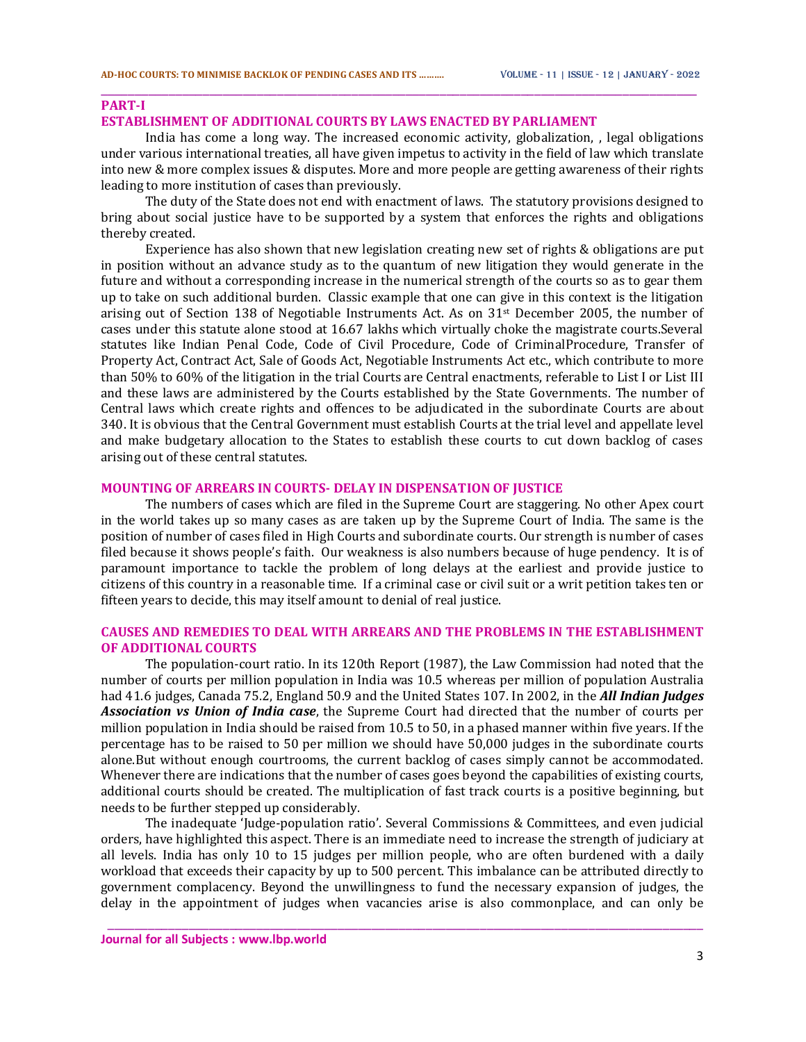## PART-I

## ESTABLISHMENT OF ADDITIONAL COURTS BY LAWS ENACTED BY PARLIAMENT

India has come a long way. The increased economic activity, globalization, , legal obligations under various international treaties, all have given impetus to activity in the field of law which translate into new & more complex issues & disputes. More and more people are getting awareness of their rights leading to more institution of cases than previously.

The duty of the State does not end with enactment of laws. The statutory provisions designed to bring about social justice have to be supported by a system that enforces the rights and obligations thereby created.

Experience has also shown that new legislation creating new set of rights & obligations are put in position without an advance study as to the quantum of new litigation they would generate in the future and without a corresponding increase in the numerical strength of the courts so as to gear them up to take on such additional burden. Classic example that one can give in this context is the litigation arising out of Section 138 of Negotiable Instruments Act. As on 31st December 2005, the number of cases under this statute alone stood at 16.67 lakhs which virtually choke the magistrate courts.Several statutes like Indian Penal Code, Code of Civil Procedure, Code of CriminalProcedure, Transfer of Property Act, Contract Act, Sale of Goods Act, Negotiable Instruments Act etc., which contribute to more than 50% to 60% of the litigation in the trial Courts are Central enactments, referable to List I or List III and these laws are administered by the Courts established by the State Governments. The number of Central laws which create rights and offences to be adjudicated in the subordinate Courts are about 340. It is obvious that the Central Government must establish Courts at the trial level and appellate level and make budgetary allocation to the States to establish these courts to cut down backlog of cases arising out of these central statutes.

## MOUNTING OF ARREARS IN COURTS- DELAY IN DISPENSATION OF JUSTICE

The numbers of cases which are filed in the Supreme Court are staggering. No other Apex court in the world takes up so many cases as are taken up by the Supreme Court of India. The same is the position of number of cases filed in High Courts and subordinate courts. Our strength is number of cases filed because it shows people's faith. Our weakness is also numbers because of huge pendency. It is of paramount importance to tackle the problem of long delays at the earliest and provide justice to citizens of this country in a reasonable time. If a criminal case or civil suit or a writ petition takes ten or fifteen years to decide, this may itself amount to denial of real justice.

## CAUSES AND REMEDIES TO DEAL WITH ARREARS AND THE PROBLEMS IN THE ESTABLISHMENT OF ADDITIONAL COURTS

The population-court ratio. In its 120th Report (1987), the Law Commission had noted that the number of courts per million population in India was 10.5 whereas per million of population Australia had 41.6 judges, Canada 75.2, England 50.9 and the United States 107. In 2002, in the ***All Indian Judges Association vs Union of India case***, the Supreme Court had directed that the number of courts per million population in India should be raised from 10.5 to 50, in a phased manner within five years. If the percentage has to be raised to 50 per million we should have 50,000 judges in the subordinate courts alone.But without enough courtrooms, the current backlog of cases simply cannot be accommodated. Whenever there are indications that the number of cases goes beyond the capabilities of existing courts, additional courts should be created. The multiplication of fast track courts is a positive beginning, but needs to be further stepped up considerably.

The inadequate 'Judge-population ratio'. Several Commissions & Committees, and even judicial orders, have highlighted this aspect. There is an immediate need to increase the strength of judiciary at all levels. India has only 10 to 15 judges per million people, who are often burdened with a daily workload that exceeds their capacity by up to 500 percent. This imbalance can be attributed directly to government complacency. Beyond the unwillingness to fund the necessary expansion of judges, the delay in the appointment of judges when vacancies arise is also commonplace, and can only be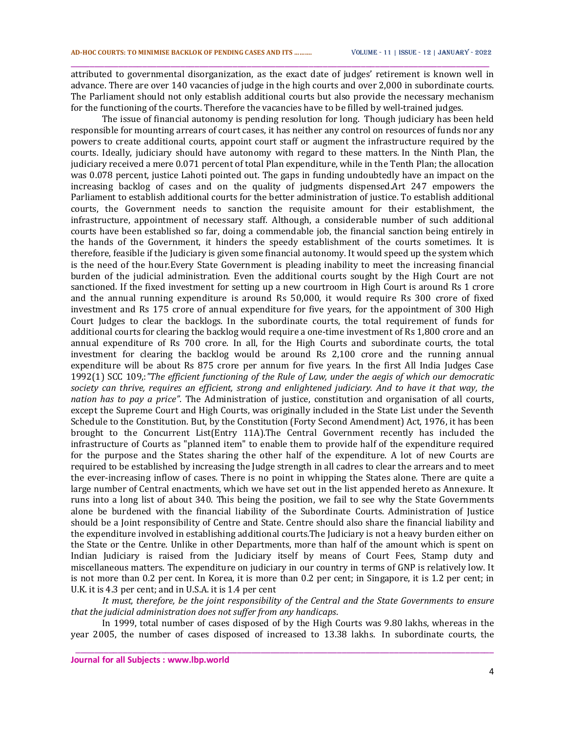attributed to governmental disorganization, as the exact date of judges' retirement is known well in advance. There are over 140 vacancies of judge in the high courts and over 2,000 in subordinate courts. The Parliament should not only establish additional courts but also provide the necessary mechanism for the functioning of the courts. Therefore the vacancies have to be filled by well-trained judges.

The issue of financial autonomy is pending resolution for long. Though judiciary has been held responsible for mounting arrears of court cases, it has neither any control on resources of funds nor any powers to create additional courts, appoint court staff or augment the infrastructure required by the courts. Ideally, judiciary should have autonomy with regard to these matters. In the Ninth Plan, the judiciary received a mere 0.071 percent of total Plan expenditure, while in the Tenth Plan; the allocation was 0.078 percent, justice Lahoti pointed out. The gaps in funding undoubtedly have an impact on the increasing backlog of cases and on the quality of judgments dispensed.Art 247 empowers the Parliament to establish additional courts for the better administration of justice. To establish additional courts, the Government needs to sanction the requisite amount for their establishment, the infrastructure, appointment of necessary staff. Although, a considerable number of such additional courts have been established so far, doing a commendable job, the financial sanction being entirely in the hands of the Government, it hinders the speedy establishment of the courts sometimes. It is therefore, feasible if the Judiciary is given some financial autonomy. It would speed up the system which is the need of the hour.Every State Government is pleading inability to meet the increasing financial burden of the judicial administration. Even the additional courts sought by the High Court are not sanctioned. If the fixed investment for setting up a new courtroom in High Court is around Rs 1 crore and the annual running expenditure is around Rs 50,000, it would require Rs 300 crore of fixed investment and Rs 175 crore of annual expenditure for five years, for the appointment of 300 High Court Judges to clear the backlogs. In the subordinate courts, the total requirement of funds for additional courts for clearing the backlog would require a one-time investment of Rs 1,800 crore and an annual expenditure of Rs 700 crore. In all, for the High Courts and subordinate courts, the total investment for clearing the backlog would be around Rs 2,100 crore and the running annual expenditure will be about Rs 875 crore per annum for five years. In the first All India Judges Case 1992(1) SCC 109,: *"The efficient functioning of the Rule of Law, under the aegis of which our democratic society can thrive, requires an efficient, strong and enlightened judiciary. And to have it that way, the nation has to pay a price"*. The Administration of justice, constitution and organisation of all courts, except the Supreme Court and High Courts, was originally included in the State List under the Seventh Schedule to the Constitution. But, by the Constitution (Forty Second Amendment) Act, 1976, it has been brought to the Concurrent List(Entry 11A).The Central Government recently has included the infrastructure of Courts as "planned item" to enable them to provide half of the expenditure required for the purpose and the States sharing the other half of the expenditure. A lot of new Courts are required to be established by increasing the Judge strength in all cadres to clear the arrears and to meet the ever-increasing inflow of cases. There is no point in whipping the States alone. There are quite a large number of Central enactments, which we have set out in the list appended hereto as Annexure. It runs into a long list of about 340. This being the position, we fail to see why the State Governments alone be burdened with the financial liability of the Subordinate Courts. Administration of Justice should be a Joint responsibility of Centre and State. Centre should also share the financial liability and the expenditure involved in establishing additional courts.The Judiciary is not a heavy burden either on the State or the Centre. Unlike in other Departments, more than half of the amount which is spent on Indian Judiciary is raised from the Judiciary itself by means of Court Fees, Stamp duty and miscellaneous matters. The expenditure on judiciary in our country in terms of GNP is relatively low. It is not more than 0.2 per cent. In Korea, it is more than 0.2 per cent; in Singapore, it is 1.2 per cent; in U.K. it is 4.3 per cent; and in U.S.A. it is 1.4 per cent

*It must, therefore, be the joint responsibility of the Central and the State Governments to ensure that the judicial administration does not suffer from any handicaps*.

In 1999, total number of cases disposed of by the High Courts was 9.80 lakhs, whereas in the year 2005, the number of cases disposed of increased to 13.38 lakhs. In subordinate courts, the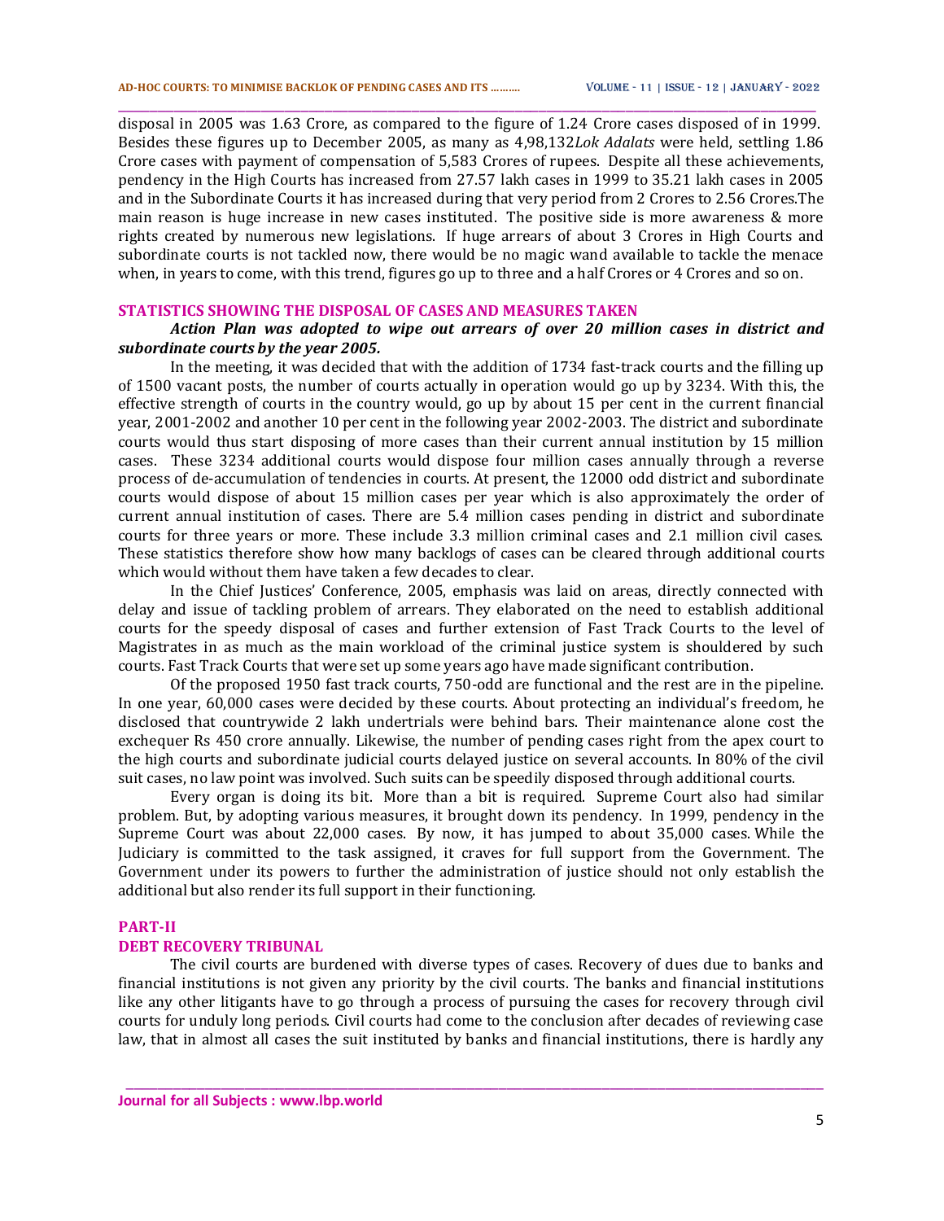disposal in 2005 was 1.63 Crore, as compared to the figure of 1.24 Crore cases disposed of in 1999. Besides these figures up to December 2005, as many as 4,98,132*Lok Adalats* were held, settling 1.86 Crore cases with payment of compensation of 5,583 Crores of rupees. Despite all these achievements, pendency in the High Courts has increased from 27.57 lakh cases in 1999 to 35.21 lakh cases in 2005 and in the Subordinate Courts it has increased during that very period from 2 Crores to 2.56 Crores.The main reason is huge increase in new cases instituted. The positive side is more awareness & more rights created by numerous new legislations. If huge arrears of about 3 Crores in High Courts and subordinate courts is not tackled now, there would be no magic wand available to tackle the menace when, in years to come, with this trend, figures go up to three and a half Crores or 4 Crores and so on.

## STATISTICS SHOWING THE DISPOSAL OF CASES AND MEASURES TAKEN

***Action Plan was adopted to wipe out arrears of over 20 million cases in district and subordinate courts by the year 2005.***

In the meeting, it was decided that with the addition of 1734 fast-track courts and the filling up of 1500 vacant posts, the number of courts actually in operation would go up by 3234. With this, the effective strength of courts in the country would, go up by about 15 per cent in the current financial year, 2001-2002 and another 10 per cent in the following year 2002-2003. The district and subordinate courts would thus start disposing of more cases than their current annual institution by 15 million cases. These 3234 additional courts would dispose four million cases annually through a reverse process of de-accumulation of tendencies in courts. At present, the 12000 odd district and subordinate courts would dispose of about 15 million cases per year which is also approximately the order of current annual institution of cases. There are 5.4 million cases pending in district and subordinate courts for three years or more. These include 3.3 million criminal cases and 2.1 million civil cases. These statistics therefore show how many backlogs of cases can be cleared through additional courts which would without them have taken a few decades to clear.

In the Chief Justices' Conference, 2005, emphasis was laid on areas, directly connected with delay and issue of tackling problem of arrears. They elaborated on the need to establish additional courts for the speedy disposal of cases and further extension of Fast Track Courts to the level of Magistrates in as much as the main workload of the criminal justice system is shouldered by such courts. Fast Track Courts that were set up some years ago have made significant contribution.

Of the proposed 1950 fast track courts, 750-odd are functional and the rest are in the pipeline. In one year, 60,000 cases were decided by these courts. About protecting an individual's freedom, he disclosed that countrywide 2 lakh undertrials were behind bars. Their maintenance alone cost the exchequer Rs 450 crore annually. Likewise, the number of pending cases right from the apex court to the high courts and subordinate judicial courts delayed justice on several accounts. In 80% of the civil suit cases, no law point was involved. Such suits can be speedily disposed through additional courts.

Every organ is doing its bit. More than a bit is required. Supreme Court also had similar problem. But, by adopting various measures, it brought down its pendency. In 1999, pendency in the Supreme Court was about 22,000 cases. By now, it has jumped to about 35,000 cases. While the Judiciary is committed to the task assigned, it craves for full support from the Government. The Government under its powers to further the administration of justice should not only establish the additional but also render its full support in their functioning.

## PART-II

## DEBT RECOVERY TRIBUNAL

The civil courts are burdened with diverse types of cases. Recovery of dues due to banks and financial institutions is not given any priority by the civil courts. The banks and financial institutions like any other litigants have to go through a process of pursuing the cases for recovery through civil courts for unduly long periods. Civil courts had come to the conclusion after decades of reviewing case law, that in almost all cases the suit instituted by banks and financial institutions, there is hardly any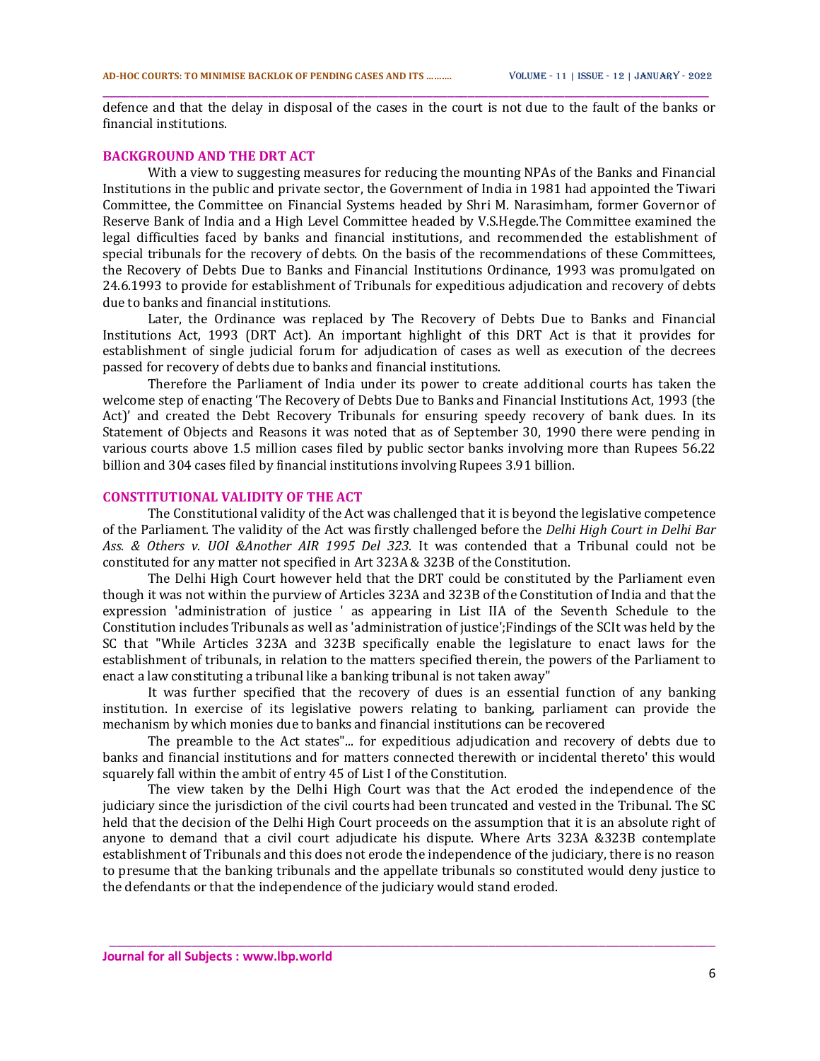defence and that the delay in disposal of the cases in the court is not due to the fault of the banks or financial institutions.

## BACKGROUND AND THE DRT ACT

With a view to suggesting measures for reducing the mounting NPAs of the Banks and Financial Institutions in the public and private sector, the Government of India in 1981 had appointed the Tiwari Committee, the Committee on Financial Systems headed by Shri M. Narasimham, former Governor of Reserve Bank of India and a High Level Committee headed by V.S.Hegde.The Committee examined the legal difficulties faced by banks and financial institutions, and recommended the establishment of special tribunals for the recovery of debts. On the basis of the recommendations of these Committees, the Recovery of Debts Due to Banks and Financial Institutions Ordinance, 1993 was promulgated on 24.6.1993 to provide for establishment of Tribunals for expeditious adjudication and recovery of debts due to banks and financial institutions.

Later, the Ordinance was replaced by The Recovery of Debts Due to Banks and Financial Institutions Act, 1993 (DRT Act). An important highlight of this DRT Act is that it provides for establishment of single judicial forum for adjudication of cases as well as execution of the decrees passed for recovery of debts due to banks and financial institutions.

Therefore the Parliament of India under its power to create additional courts has taken the welcome step of enacting 'The Recovery of Debts Due to Banks and Financial Institutions Act, 1993 (the Act)' and created the Debt Recovery Tribunals for ensuring speedy recovery of bank dues. In its Statement of Objects and Reasons it was noted that as of September 30, 1990 there were pending in various courts above 1.5 million cases filed by public sector banks involving more than Rupees 56.22 billion and 304 cases filed by financial institutions involving Rupees 3.91 billion.

## CONSTITUTIONAL VALIDITY OF THE ACT

The Constitutional validity of the Act was challenged that it is beyond the legislative competence of the Parliament. The validity of the Act was firstly challenged before the *Delhi High Court in Delhi Bar Ass. & Others v. UOI &Another AIR 1995 Del 323*. It was contended that a Tribunal could not be constituted for any matter not specified in Art 323A & 323B of the Constitution.

The Delhi High Court however held that the DRT could be constituted by the Parliament even though it was not within the purview of Articles 323A and 323B of the Constitution of India and that the expression 'administration of justice ' as appearing in List IIA of the Seventh Schedule to the Constitution includes Tribunals as well as 'administration of justice';Findings of the SCIt was held by the SC that "While Articles 323A and 323B specifically enable the legislature to enact laws for the establishment of tribunals, in relation to the matters specified therein, the powers of the Parliament to enact a law constituting a tribunal like a banking tribunal is not taken away"

It was further specified that the recovery of dues is an essential function of any banking institution. In exercise of its legislative powers relating to banking, parliament can provide the mechanism by which monies due to banks and financial institutions can be recovered

The preamble to the Act states"... for expeditious adjudication and recovery of debts due to banks and financial institutions and for matters connected therewith or incidental thereto' this would squarely fall within the ambit of entry 45 of List I of the Constitution.

The view taken by the Delhi High Court was that the Act eroded the independence of the judiciary since the jurisdiction of the civil courts had been truncated and vested in the Tribunal. The SC held that the decision of the Delhi High Court proceeds on the assumption that it is an absolute right of anyone to demand that a civil court adjudicate his dispute. Where Arts 323A &323B contemplate establishment of Tribunals and this does not erode the independence of the judiciary, there is no reason to presume that the banking tribunals and the appellate tribunals so constituted would deny justice to the defendants or that the independence of the judiciary would stand eroded.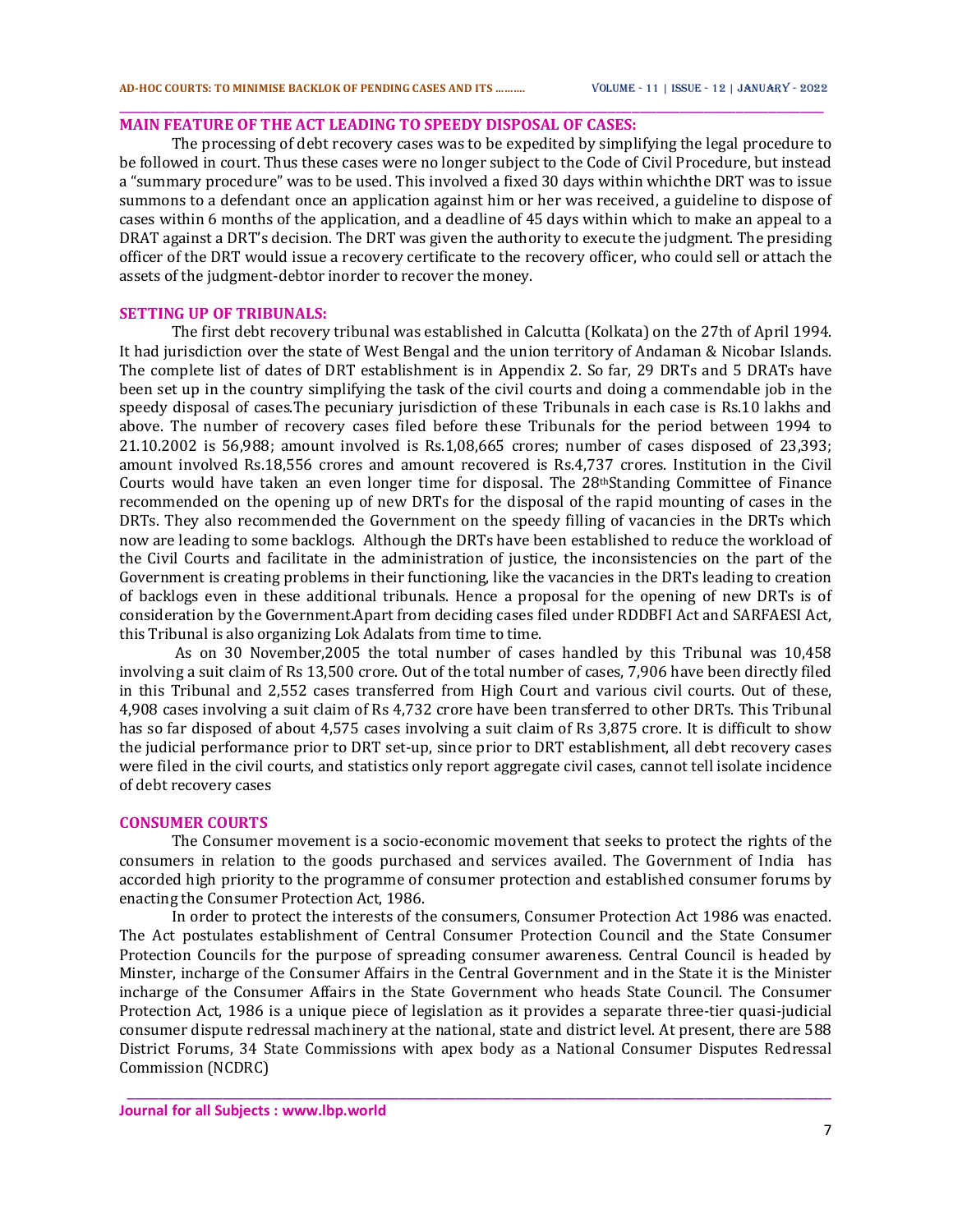## MAIN FEATURE OF THE ACT LEADING TO SPEEDY DISPOSAL OF CASES:

The processing of debt recovery cases was to be expedited by simplifying the legal procedure to be followed in court. Thus these cases were no longer subject to the Code of Civil Procedure, but instead a "summary procedure" was to be used. This involved a fixed 30 days within whichthe DRT was to issue summons to a defendant once an application against him or her was received, a guideline to dispose of cases within 6 months of the application, and a deadline of 45 days within which to make an appeal to a DRAT against a DRT's decision. The DRT was given the authority to execute the judgment. The presiding officer of the DRT would issue a recovery certificate to the recovery officer, who could sell or attach the assets of the judgment-debtor inorder to recover the money.

## SETTING UP OF TRIBUNALS:

The first debt recovery tribunal was established in Calcutta (Kolkata) on the 27th of April 1994. It had jurisdiction over the state of West Bengal and the union territory of Andaman & Nicobar Islands. The complete list of dates of DRT establishment is in Appendix 2. So far, 29 DRTs and 5 DRATs have been set up in the country simplifying the task of the civil courts and doing a commendable job in the speedy disposal of cases.The pecuniary jurisdiction of these Tribunals in each case is Rs.10 lakhs and above. The number of recovery cases filed before these Tribunals for the period between 1994 to 21.10.2002 is 56,988; amount involved is Rs.1,08,665 crores; number of cases disposed of 23,393; amount involved Rs.18,556 crores and amount recovered is Rs.4,737 crores. Institution in the Civil Courts would have taken an even longer time for disposal. The 28thStanding Committee of Finance recommended on the opening up of new DRTs for the disposal of the rapid mounting of cases in the DRTs. They also recommended the Government on the speedy filling of vacancies in the DRTs which now are leading to some backlogs. Although the DRTs have been established to reduce the workload of the Civil Courts and facilitate in the administration of justice, the inconsistencies on the part of the Government is creating problems in their functioning, like the vacancies in the DRTs leading to creation of backlogs even in these additional tribunals. Hence a proposal for the opening of new DRTs is of consideration by the Government.Apart from deciding cases filed under RDDBFI Act and SARFAESI Act, this Tribunal is also organizing Lok Adalats from time to time.

As on 30 November,2005 the total number of cases handled by this Tribunal was 10,458 involving a suit claim of Rs 13,500 crore. Out of the total number of cases, 7,906 have been directly filed in this Tribunal and 2,552 cases transferred from High Court and various civil courts. Out of these, 4,908 cases involving a suit claim of Rs 4,732 crore have been transferred to other DRTs. This Tribunal has so far disposed of about 4,575 cases involving a suit claim of Rs 3,875 crore. It is difficult to show the judicial performance prior to DRT set-up, since prior to DRT establishment, all debt recovery cases were filed in the civil courts, and statistics only report aggregate civil cases, cannot tell isolate incidence of debt recovery cases

## CONSUMER COURTS

The Consumer movement is a socio-economic movement that seeks to protect the rights of the consumers in relation to the goods purchased and services availed. The Government of India has accorded high priority to the programme of consumer protection and established consumer forums by enacting the Consumer Protection Act, 1986.

In order to protect the interests of the consumers, Consumer Protection Act 1986 was enacted. The Act postulates establishment of Central Consumer Protection Council and the State Consumer Protection Councils for the purpose of spreading consumer awareness. Central Council is headed by Minster, incharge of the Consumer Affairs in the Central Government and in the State it is the Minister incharge of the Consumer Affairs in the State Government who heads State Council. The Consumer Protection Act, 1986 is a unique piece of legislation as it provides a separate three-tier quasi-judicial consumer dispute redressal machinery at the national, state and district level. At present, there are 588 District Forums, 34 State Commissions with apex body as a National Consumer Disputes Redressal Commission (NCDRC)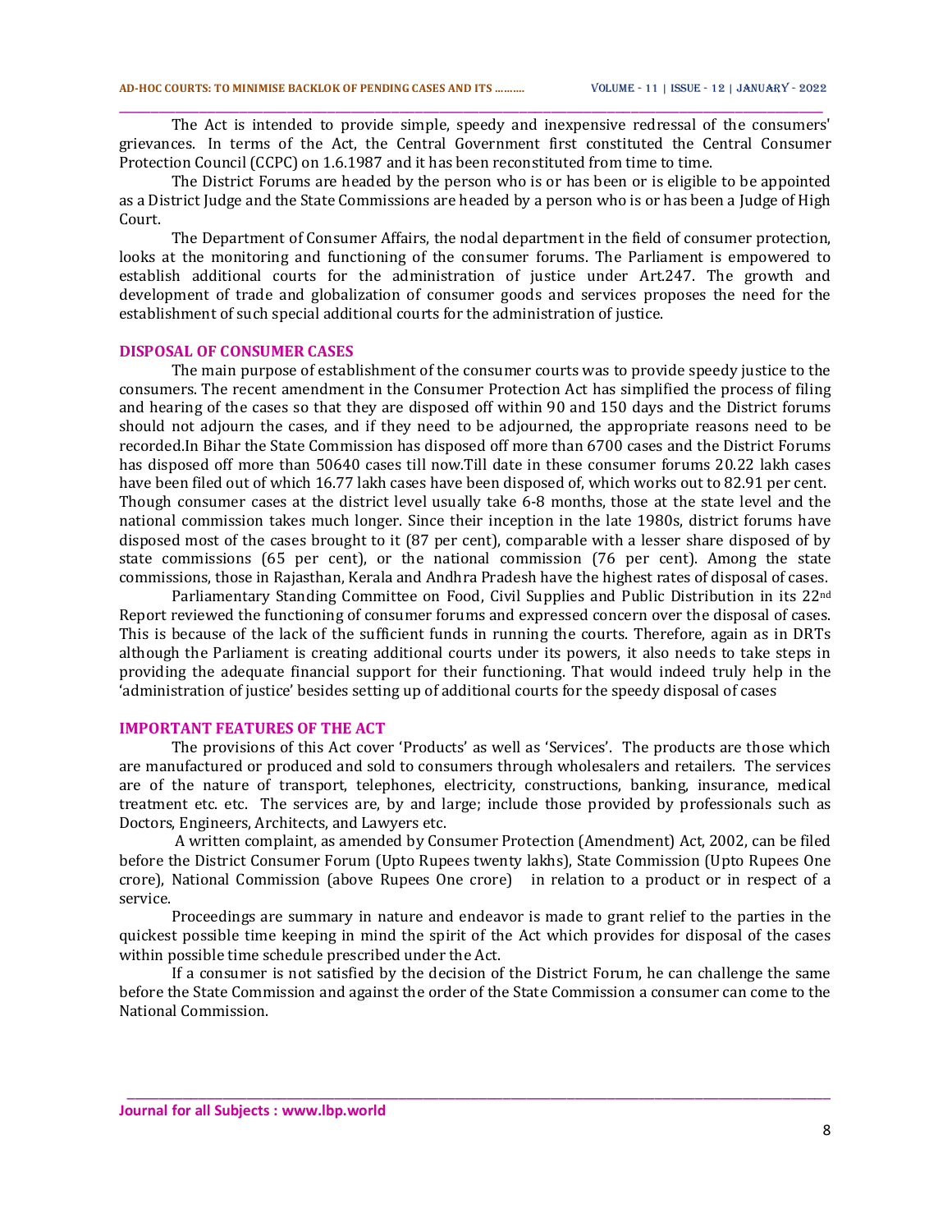The Act is intended to provide simple, speedy and inexpensive redressal of the consumers' grievances. In terms of the Act, the Central Government first constituted the Central Consumer Protection Council (CCPC) on 1.6.1987 and it has been reconstituted from time to time.

The District Forums are headed by the person who is or has been or is eligible to be appointed as a District Judge and the State Commissions are headed by a person who is or has been a Judge of High Court.

The Department of Consumer Affairs, the nodal department in the field of consumer protection, looks at the monitoring and functioning of the consumer forums. The Parliament is empowered to establish additional courts for the administration of justice under Art.247. The growth and development of trade and globalization of consumer goods and services proposes the need for the establishment of such special additional courts for the administration of justice.

## DISPOSAL OF CONSUMER CASES

The main purpose of establishment of the consumer courts was to provide speedy justice to the consumers. The recent amendment in the Consumer Protection Act has simplified the process of filing and hearing of the cases so that they are disposed off within 90 and 150 days and the District forums should not adjourn the cases, and if they need to be adjourned, the appropriate reasons need to be recorded.In Bihar the State Commission has disposed off more than 6700 cases and the District Forums has disposed off more than 50640 cases till now.Till date in these consumer forums 20.22 lakh cases have been filed out of which 16.77 lakh cases have been disposed of, which works out to 82.91 per cent. Though consumer cases at the district level usually take 6-8 months, those at the state level and the national commission takes much longer. Since their inception in the late 1980s, district forums have disposed most of the cases brought to it (87 per cent), comparable with a lesser share disposed of by state commissions (65 per cent), or the national commission (76 per cent). Among the state commissions, those in Rajasthan, Kerala and Andhra Pradesh have the highest rates of disposal of cases.

Parliamentary Standing Committee on Food, Civil Supplies and Public Distribution in its 22nd Report reviewed the functioning of consumer forums and expressed concern over the disposal of cases. This is because of the lack of the sufficient funds in running the courts. Therefore, again as in DRTs although the Parliament is creating additional courts under its powers, it also needs to take steps in providing the adequate financial support for their functioning. That would indeed truly help in the 'administration of justice' besides setting up of additional courts for the speedy disposal of cases

## IMPORTANT FEATURES OF THE ACT

The provisions of this Act cover 'Products' as well as 'Services'. The products are those which are manufactured or produced and sold to consumers through wholesalers and retailers. The services are of the nature of transport, telephones, electricity, constructions, banking, insurance, medical treatment etc. etc. The services are, by and large; include those provided by professionals such as Doctors, Engineers, Architects, and Lawyers etc.

A written complaint, as amended by Consumer Protection (Amendment) Act, 2002, can be filed before the District Consumer Forum (Upto Rupees twenty lakhs), State Commission (Upto Rupees One crore), National Commission (above Rupees One crore) in relation to a product or in respect of a service.

Proceedings are summary in nature and endeavor is made to grant relief to the parties in the quickest possible time keeping in mind the spirit of the Act which provides for disposal of the cases within possible time schedule prescribed under the Act.

If a consumer is not satisfied by the decision of the District Forum, he can challenge the same before the State Commission and against the order of the State Commission a consumer can come to the National Commission.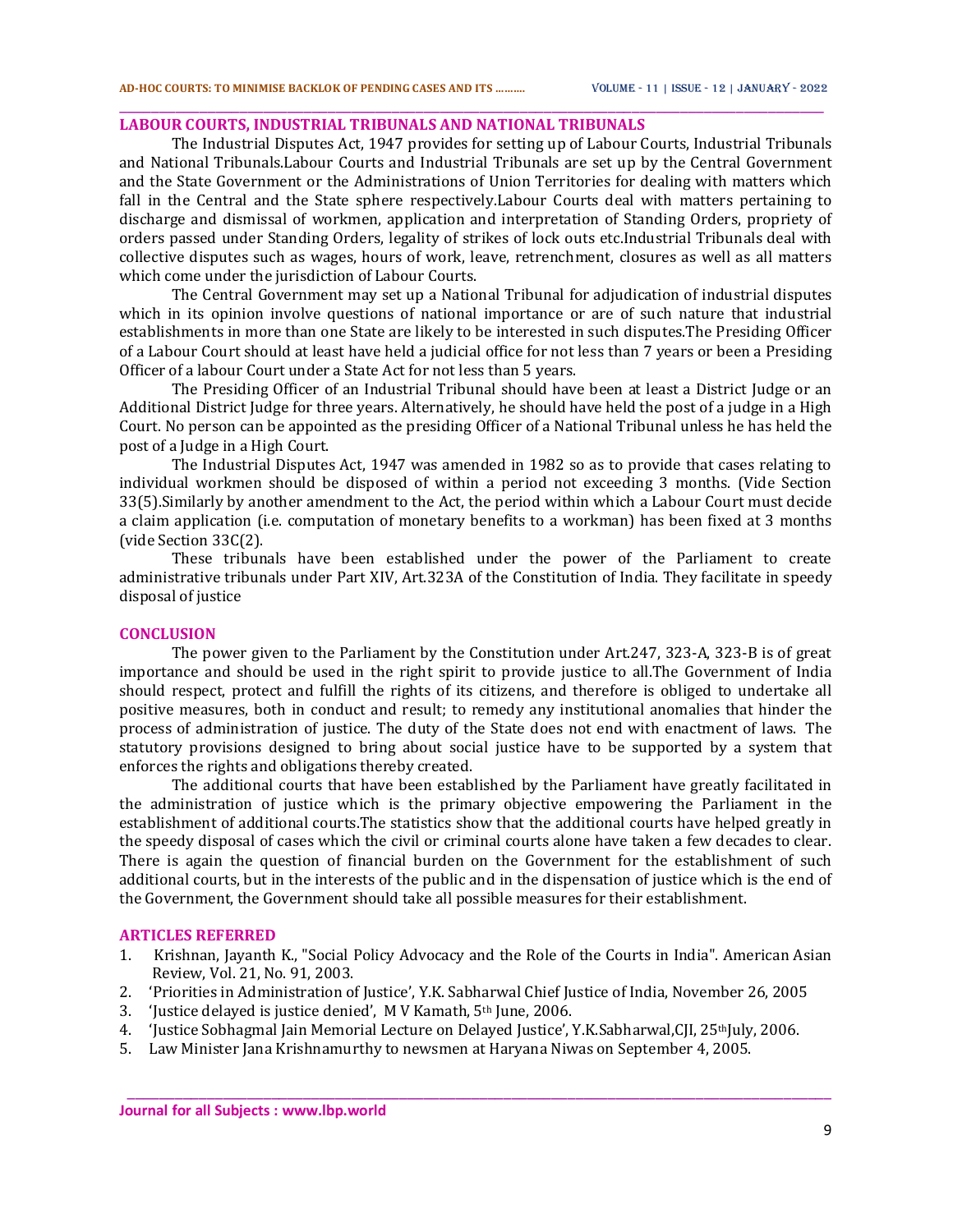## LABOUR COURTS, INDUSTRIAL TRIBUNALS AND NATIONAL TRIBUNALS

The Industrial Disputes Act, 1947 provides for setting up of Labour Courts, Industrial Tribunals and National Tribunals.Labour Courts and Industrial Tribunals are set up by the Central Government and the State Government or the Administrations of Union Territories for dealing with matters which fall in the Central and the State sphere respectively.Labour Courts deal with matters pertaining to discharge and dismissal of workmen, application and interpretation of Standing Orders, propriety of orders passed under Standing Orders, legality of strikes of lock outs etc.Industrial Tribunals deal with collective disputes such as wages, hours of work, leave, retrenchment, closures as well as all matters which come under the jurisdiction of Labour Courts.

The Central Government may set up a National Tribunal for adjudication of industrial disputes which in its opinion involve questions of national importance or are of such nature that industrial establishments in more than one State are likely to be interested in such disputes.The Presiding Officer of a Labour Court should at least have held a judicial office for not less than 7 years or been a Presiding Officer of a labour Court under a State Act for not less than 5 years.

The Presiding Officer of an Industrial Tribunal should have been at least a District Judge or an Additional District Judge for three years. Alternatively, he should have held the post of a judge in a High Court. No person can be appointed as the presiding Officer of a National Tribunal unless he has held the post of a Judge in a High Court.

The Industrial Disputes Act, 1947 was amended in 1982 so as to provide that cases relating to individual workmen should be disposed of within a period not exceeding 3 months. (Vide Section 33(5).Similarly by another amendment to the Act, the period within which a Labour Court must decide a claim application (i.e. computation of monetary benefits to a workman) has been fixed at 3 months (vide Section 33C(2).

These tribunals have been established under the power of the Parliament to create administrative tribunals under Part XIV, Art.323A of the Constitution of India. They facilitate in speedy disposal of justice

## CONCLUSION

The power given to the Parliament by the Constitution under Art.247, 323-A, 323-B is of great importance and should be used in the right spirit to provide justice to all.The Government of India should respect, protect and fulfill the rights of its citizens, and therefore is obliged to undertake all positive measures, both in conduct and result; to remedy any institutional anomalies that hinder the process of administration of justice. The duty of the State does not end with enactment of laws. The statutory provisions designed to bring about social justice have to be supported by a system that enforces the rights and obligations thereby created.

The additional courts that have been established by the Parliament have greatly facilitated in the administration of justice which is the primary objective empowering the Parliament in the establishment of additional courts.The statistics show that the additional courts have helped greatly in the speedy disposal of cases which the civil or criminal courts alone have taken a few decades to clear. There is again the question of financial burden on the Government for the establishment of such additional courts, but in the interests of the public and in the dispensation of justice which is the end of the Government, the Government should take all possible measures for their establishment.

## ARTICLES REFERRED

1. Krishnan, Jayanth K., "Social Policy Advocacy and the Role of the Courts in India". American Asian Review, Vol. 21, No. 91, 2003.
2. 'Priorities in Administration of Justice', Y.K. Sabharwal Chief Justice of India, November 26, 2005
3. 'Justice delayed is justice denied', M V Kamath, 5th June, 2006.
4. 'Justice Sobhagmal Jain Memorial Lecture on Delayed Justice', Y.K.Sabharwal,CJI, 25th July, 2006.
5. Law Minister Jana Krishnamurthy to newsmen at Haryana Niwas on September 4, 2005.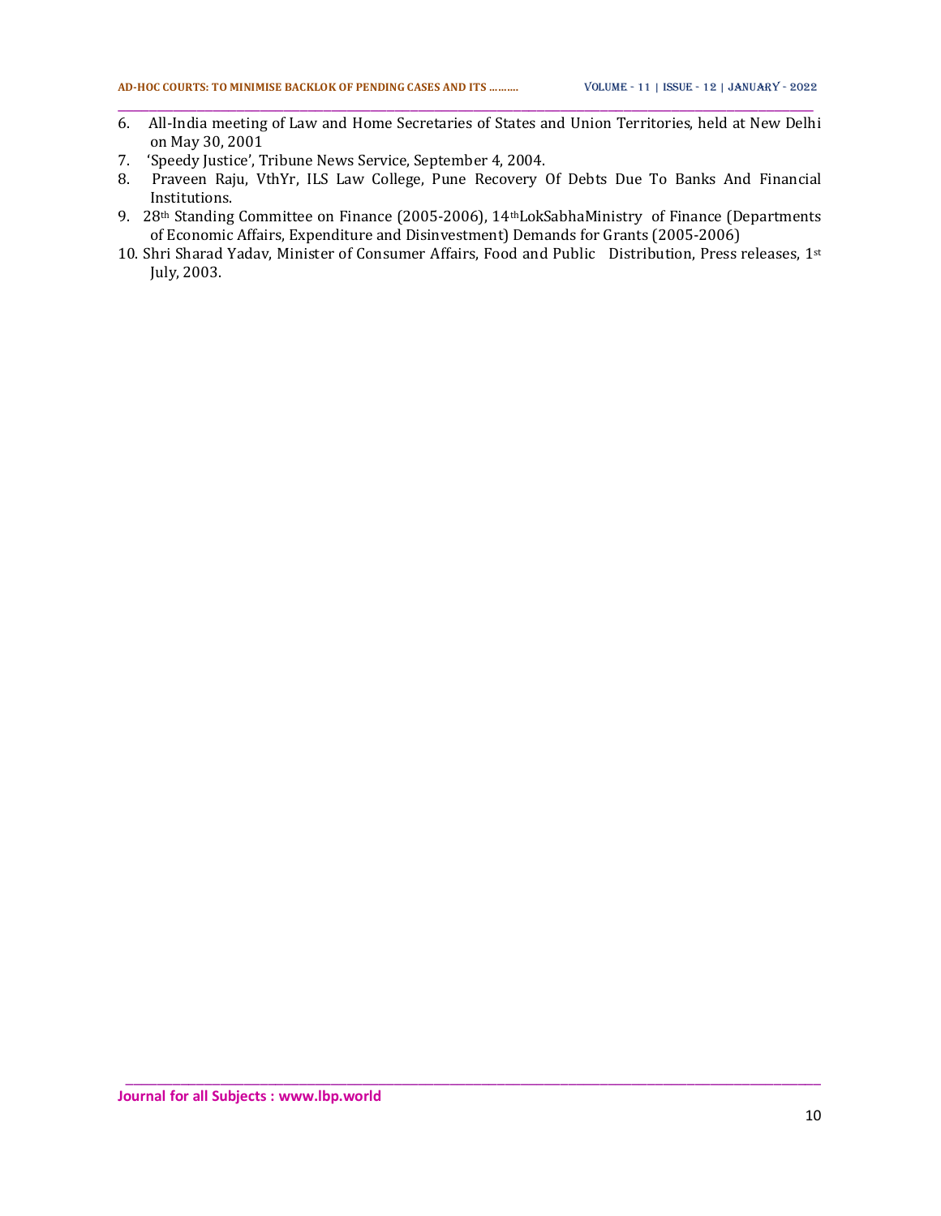6. All-India meeting of Law and Home Secretaries of States and Union Territories, held at New Delhi on May 30, 2001
7. 'Speedy Justice', Tribune News Service, September 4, 2004.
8. Praveen Raju, VthYr, ILS Law College, Pune Recovery Of Debts Due To Banks And Financial Institutions.
9. 28th Standing Committee on Finance (2005-2006), 14thLokSabhaMinistry of Finance (Departments of Economic Affairs, Expenditure and Disinvestment) Demands for Grants (2005-2006)
10. Shri Sharad Yadav, Minister of Consumer Affairs, Food and Public Distribution, Press releases, 1st July, 2003.